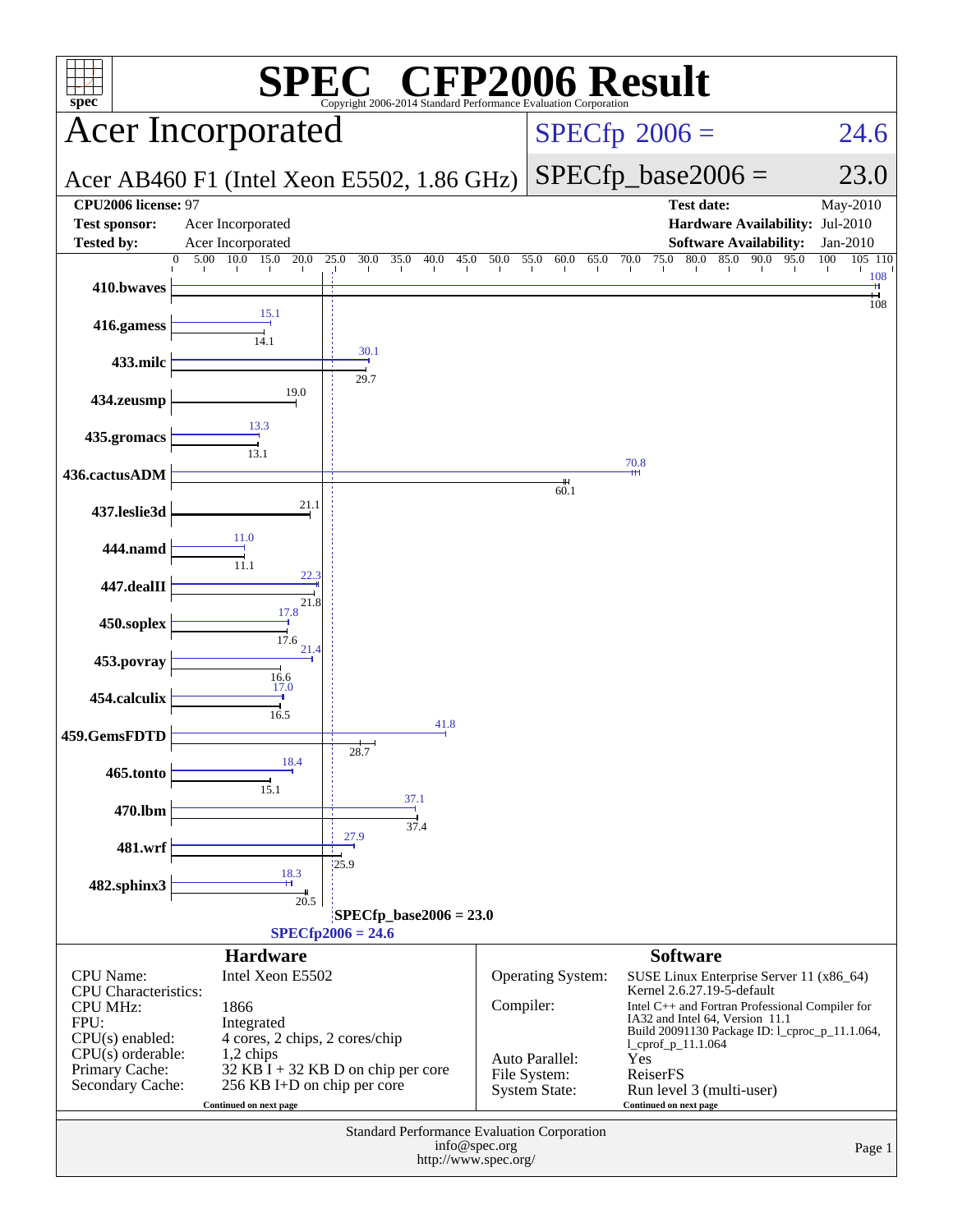# SPEC CFP2006 Result

Copyright 2006-2014 Standard Performance Evaluation Corporation

## Acer Incorporated

Acer AB460 F1 (Intel Xeon E5502, 1.86 GHz)

SPECfp 2006 = 24.6

SPECfp_base2006 = 23.0

| | | | |
|---|---|---|---|
| **CPU2006 license:** 97 | | **Test date:** | May-2010 |
| **Test sponsor:** | Acer Incorporated | **Hardware Availability:** | Jul-2010 |
| **Tested by:** | Acer Incorporated | **Software Availability:** | Jan-2010 |

| Benchmark | Peak | Base |
|---|---|---|
| 410.bwaves | 108 | 108 |
| 416.gamess | 15.1 | 14.1 |
| 433.milc | 30.1 | 29.7 |
| 434.zeusmp | 19.0 | 19.0 |
| 435.gromacs | 13.3 | 13.1 |
| 436.cactusADM | 70.8 | 60.1 |
| 437.leslie3d | 21.1 | 21.1 |
| 444.namd | 11.0 | 11.1 |
| 447.dealII | 22.3 | 21.8 |
| 450.soplex | 17.8 | 17.6 |
| 453.povray | 21.4 | 16.6 |
| 454.calculix | 17.0 | 16.5 |
| 459.GemsFDTD | 41.8 | 28.7 |
| 465.tonto | 18.4 | 15.1 |
| 470.lbm | 37.1 | 37.4 |
| 481.wrf | 27.9 | 25.9 |
| 482.sphinx3 | 18.3 | 20.5 |

SPECfp_base2006 = 23.0

SPECfp2006 = 24.6

### Hardware

| | |
|---|---|
| CPU Name: | Intel Xeon E5502 |
| CPU Characteristics: | |
| CPU MHz: | 1866 |
| FPU: | Integrated |
| CPU(s) enabled: | 4 cores, 2 chips, 2 cores/chip |
| CPU(s) orderable: | 1,2 chips |
| Primary Cache: | 32 KB I + 32 KB D on chip per core |
| Secondary Cache: | 256 KB I+D on chip per core |

Continued on next page

### Software

| | |
|---|---|
| Operating System: | SUSE Linux Enterprise Server 11 (x86_64) Kernel 2.6.27.19-5-default |
| Compiler: | Intel C++ and Fortran Professional Compiler for IA32 and Intel 64, Version 11.1 Build 20091130 Package ID: l_cproc_p_11.1.064, l_cprof_p_11.1.064 |
| Auto Parallel: | Yes |
| File System: | ReiserFS |
| System State: | Run level 3 (multi-user) |

Continued on next page

Standard Performance Evaluation Corporation
info@spec.org
http://www.spec.org/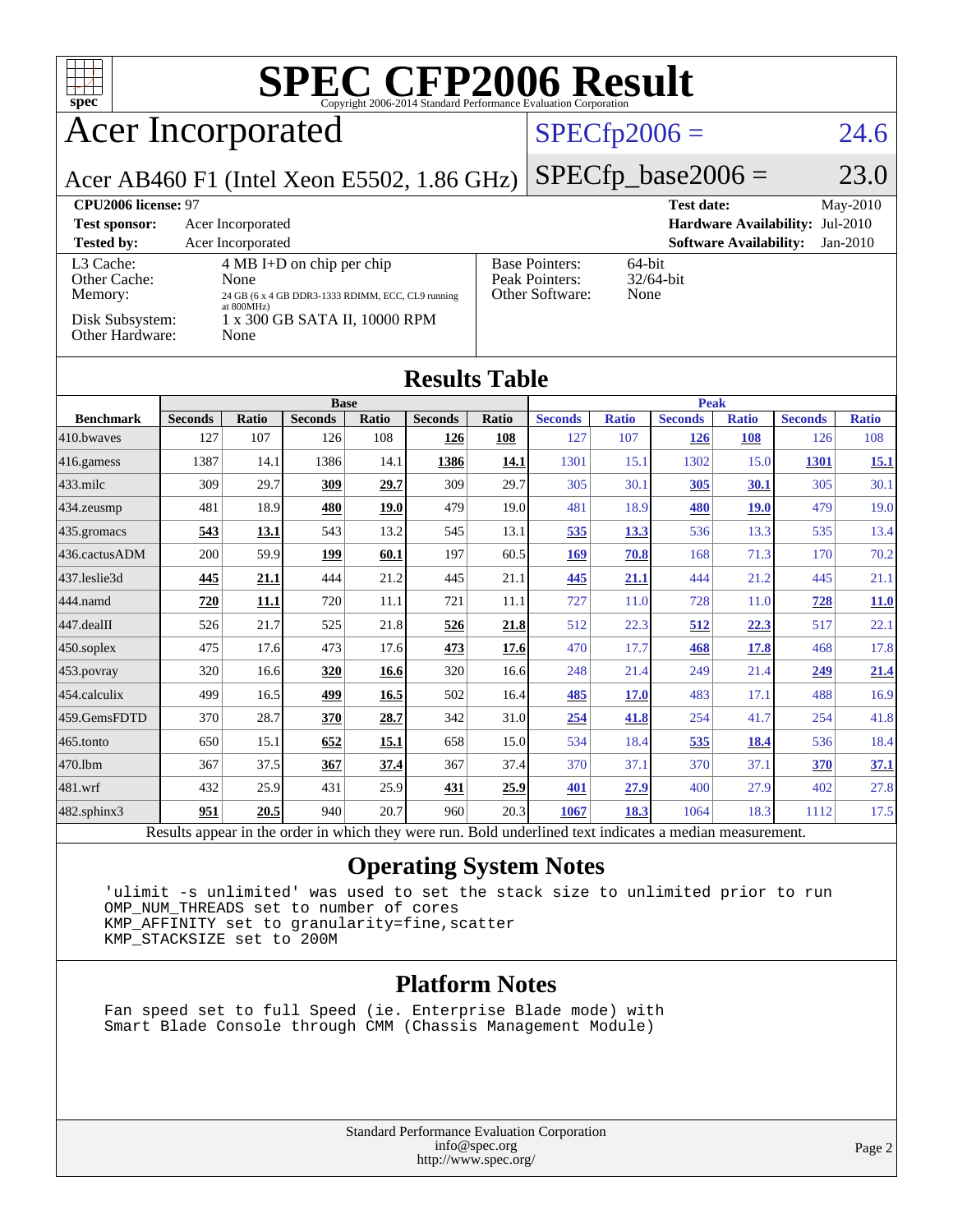# SPEC CFP2006 Result

Copyright 2006-2014 Standard Performance Evaluation Corporation

## Acer Incorporated

Acer AB460 F1 (Intel Xeon E5502, 1.86 GHz)

SPECfp2006 = 24.6

SPECfp_base2006 = 23.0

| | | | |
|---|---|---|---|
| **CPU2006 license:** 97 | | **Test date:** | May-2010 |
| **Test sponsor:** | Acer Incorporated | **Hardware Availability:** | Jul-2010 |
| **Tested by:** | Acer Incorporated | **Software Availability:** | Jan-2010 |

| | |
|---|---|
| L3 Cache: | 4 MB I+D on chip per chip |
| Other Cache: | None |
| Memory: | 24 GB (6 x 4 GB DDR3-1333 RDIMM, ECC, CL9 running at 800MHz) |
| Disk Subsystem: | 1 x 300 GB SATA II, 10000 RPM |
| Other Hardware: | None |

| | |
|---|---|
| Base Pointers: | 64-bit |
| Peak Pointers: | 32/64-bit |
| Other Software: | None |

## Results Table

| Benchmark | Base | | | | | | Peak | | | | | |
|---|---|---|---|---|---|---|---|---|---|---|---|---|
| | Seconds | Ratio | Seconds | Ratio | Seconds | Ratio | Seconds | Ratio | Seconds | Ratio | Seconds | Ratio |
| 410.bwaves | 127 | 107 | 126 | 108 | **126** | **108** | 127 | 107 | **126** | **108** | 126 | 108 |
| 416.gamess | 1387 | 14.1 | 1386 | 14.1 | **1386** | **14.1** | 1301 | 15.1 | 1302 | 15.0 | **1301** | **15.1** |
| 433.milc | 309 | 29.7 | **309** | **29.7** | 309 | 29.7 | 305 | 30.1 | **305** | **30.1** | 305 | 30.1 |
| 434.zeusmp | 481 | 18.9 | **480** | **19.0** | 479 | 19.0 | 481 | 18.9 | **480** | **19.0** | 479 | 19.0 |
| 435.gromacs | **543** | **13.1** | 543 | 13.2 | 545 | 13.1 | **535** | **13.3** | 536 | 13.3 | 535 | 13.4 |
| 436.cactusADM | 200 | 59.9 | **199** | **60.1** | 197 | 60.5 | **169** | **70.8** | 168 | 71.3 | 170 | 70.2 |
| 437.leslie3d | **445** | **21.1** | 444 | 21.2 | 445 | 21.1 | **445** | **21.1** | 444 | 21.2 | 445 | 21.1 |
| 444.namd | **720** | **11.1** | 720 | 11.1 | 721 | 11.1 | 727 | 11.0 | 728 | 11.0 | **728** | **11.0** |
| 447.dealII | 526 | 21.7 | 525 | 21.8 | **526** | **21.8** | 512 | 22.3 | **512** | **22.3** | 517 | 22.1 |
| 450.soplex | 475 | 17.6 | 473 | 17.6 | **473** | **17.6** | 470 | 17.7 | **468** | **17.8** | 468 | 17.8 |
| 453.povray | 320 | 16.6 | **320** | **16.6** | 320 | 16.6 | 248 | 21.4 | 249 | 21.4 | **249** | **21.4** |
| 454.calculix | 499 | 16.5 | **499** | **16.5** | 502 | 16.4 | **485** | **17.0** | 483 | 17.1 | 488 | 16.9 |
| 459.GemsFDTD | 370 | 28.7 | **370** | **28.7** | 342 | 31.0 | **254** | **41.8** | 254 | 41.7 | 254 | 41.8 |
| 465.tonto | 650 | 15.1 | **652** | **15.1** | 658 | 15.0 | 534 | 18.4 | **535** | **18.4** | 536 | 18.4 |
| 470.lbm | 367 | 37.5 | **367** | **37.4** | 367 | 37.4 | 370 | 37.1 | 370 | 37.1 | **370** | **37.1** |
| 481.wrf | 432 | 25.9 | 431 | 25.9 | **431** | **25.9** | **401** | **27.9** | 400 | 27.9 | 402 | 27.8 |
| 482.sphinx3 | **951** | **20.5** | 940 | 20.7 | 960 | 20.3 | **1067** | **18.3** | 1064 | 18.3 | 1112 | 17.5 |

Results appear in the order in which they were run. Bold underlined text indicates a median measurement.

## Operating System Notes

```
'ulimit -s unlimited' was used to set the stack size to unlimited prior to run
OMP_NUM_THREADS set to number of cores
KMP_AFFINITY set to granularity=fine,scatter
KMP_STACKSIZE set to 200M
```

## Platform Notes

```
Fan speed set to full Speed (ie. Enterprise Blade mode) with
Smart Blade Console through CMM (Chassis Management Module)
```

Standard Performance Evaluation Corporation
info@spec.org
http://www.spec.org/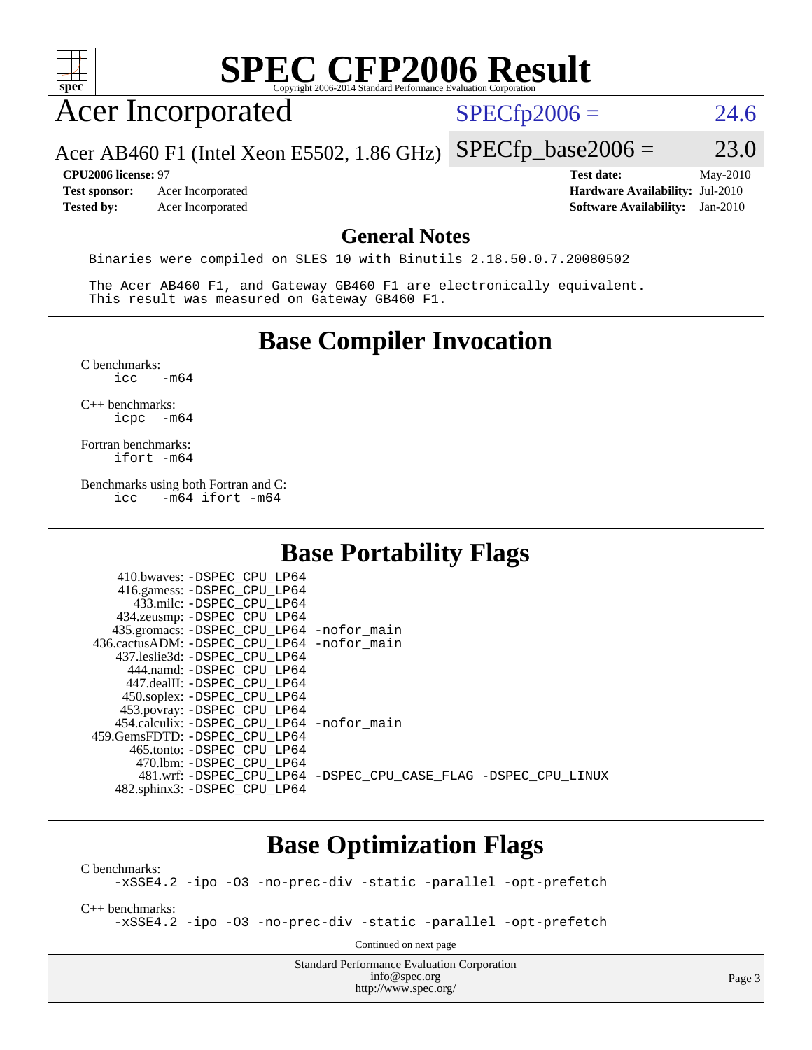# SPEC CFP2006 Result

Copyright 2006-2014 Standard Performance Evaluation Corporation

## Acer Incorporated

Acer AB460 F1 (Intel Xeon E5502, 1.86 GHz)

SPECfp2006 = 24.6

SPECfp_base2006 = 23.0

| | | | |
|---|---|---|---|
| **CPU2006 license:** 97 | | **Test date:** | May-2010 |
| **Test sponsor:** | Acer Incorporated | **Hardware Availability:** | Jul-2010 |
| **Tested by:** | Acer Incorporated | **Software Availability:** | Jan-2010 |

## General Notes

```
Binaries were compiled on SLES 10 with Binutils 2.18.50.0.7.20080502

The Acer AB460 F1, and Gateway GB460 F1 are electronically equivalent.
This result was measured on Gateway GB460 F1.
```

## Base Compiler Invocation

C benchmarks:
```
icc   -m64
```

C++ benchmarks:
```
icpc  -m64
```

Fortran benchmarks:
```
ifort -m64
```

Benchmarks using both Fortran and C:
```
icc   -m64 ifort -m64
```

## Base Portability Flags

```
     410.bwaves: -DSPEC_CPU_LP64
     416.gamess: -DSPEC_CPU_LP64
       433.milc: -DSPEC_CPU_LP64
     434.zeusmp: -DSPEC_CPU_LP64
    435.gromacs: -DSPEC_CPU_LP64 -nofor_main
 436.cactusADM: -DSPEC_CPU_LP64 -nofor_main
    437.leslie3d: -DSPEC_CPU_LP64
       444.namd: -DSPEC_CPU_LP64
     447.dealII: -DSPEC_CPU_LP64
     450.soplex: -DSPEC_CPU_LP64
     453.povray: -DSPEC_CPU_LP64
   454.calculix: -DSPEC_CPU_LP64 -nofor_main
  459.GemsFDTD: -DSPEC_CPU_LP64
      465.tonto: -DSPEC_CPU_LP64
        470.lbm: -DSPEC_CPU_LP64
        481.wrf: -DSPEC_CPU_LP64 -DSPEC_CPU_CASE_FLAG -DSPEC_CPU_LINUX
    482.sphinx3: -DSPEC_CPU_LP64
```

## Base Optimization Flags

C benchmarks:
```
-xSSE4.2 -ipo -O3 -no-prec-div -static -parallel -opt-prefetch
```

C++ benchmarks:
```
-xSSE4.2 -ipo -O3 -no-prec-div -static -parallel -opt-prefetch
```

Continued on next page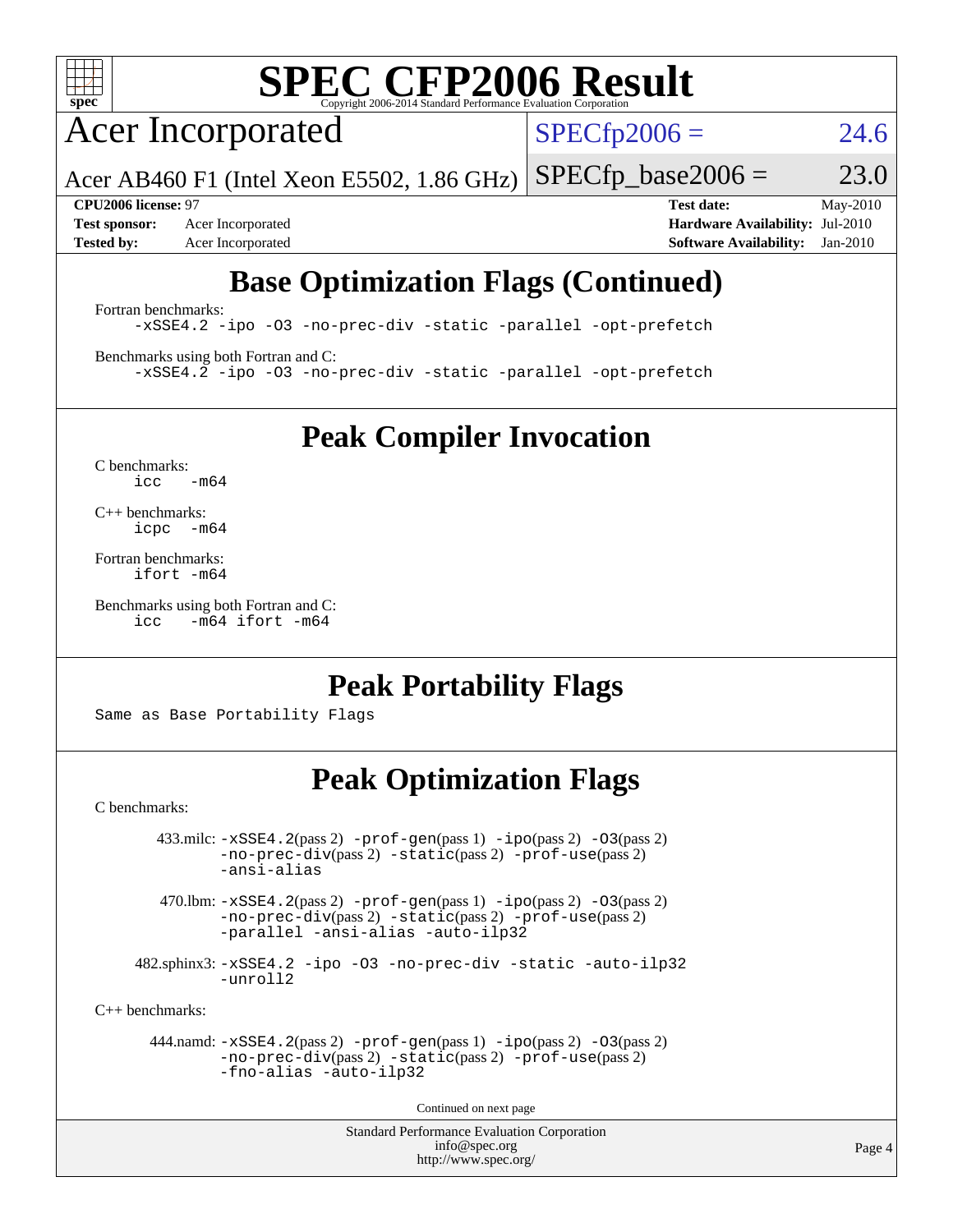# SPEC CFP2006 Result

Copyright 2006-2014 Standard Performance Evaluation Corporation

## Acer Incorporated

Acer AB460 F1 (Intel Xeon E5502, 1.86 GHz)

SPECfp2006 = 24.6

SPECfp_base2006 = 23.0

| | | | |
|---|---|---|---|
| **CPU2006 license:** 97 | | **Test date:** | May-2010 |
| **Test sponsor:** | Acer Incorporated | **Hardware Availability:** | Jul-2010 |
| **Tested by:** | Acer Incorporated | **Software Availability:** | Jan-2010 |

## Base Optimization Flags (Continued)

Fortran benchmarks:

```
-xSSE4.2 -ipo -O3 -no-prec-div -static -parallel -opt-prefetch
```

Benchmarks using both Fortran and C:

```
-xSSE4.2 -ipo -O3 -no-prec-div -static -parallel -opt-prefetch
```

## Peak Compiler Invocation

C benchmarks:

```
icc   -m64
```

C++ benchmarks:

```
icpc  -m64
```

Fortran benchmarks:

```
ifort -m64
```

Benchmarks using both Fortran and C:

```
icc   -m64 ifort -m64
```

## Peak Portability Flags

Same as Base Portability Flags

## Peak Optimization Flags

C benchmarks:

433.milc: -xSSE4.2(pass 2) -prof-gen(pass 1) -ipo(pass 2) -O3(pass 2) -no-prec-div(pass 2) -static(pass 2) -prof-use(pass 2) -ansi-alias

470.lbm: -xSSE4.2(pass 2) -prof-gen(pass 1) -ipo(pass 2) -O3(pass 2) -no-prec-div(pass 2) -static(pass 2) -prof-use(pass 2) -parallel -ansi-alias -auto-ilp32

482.sphinx3: -xSSE4.2 -ipo -O3 -no-prec-div -static -auto-ilp32 -unroll2

C++ benchmarks:

444.namd: -xSSE4.2(pass 2) -prof-gen(pass 1) -ipo(pass 2) -O3(pass 2) -no-prec-div(pass 2) -static(pass 2) -prof-use(pass 2) -fno-alias -auto-ilp32

Continued on next page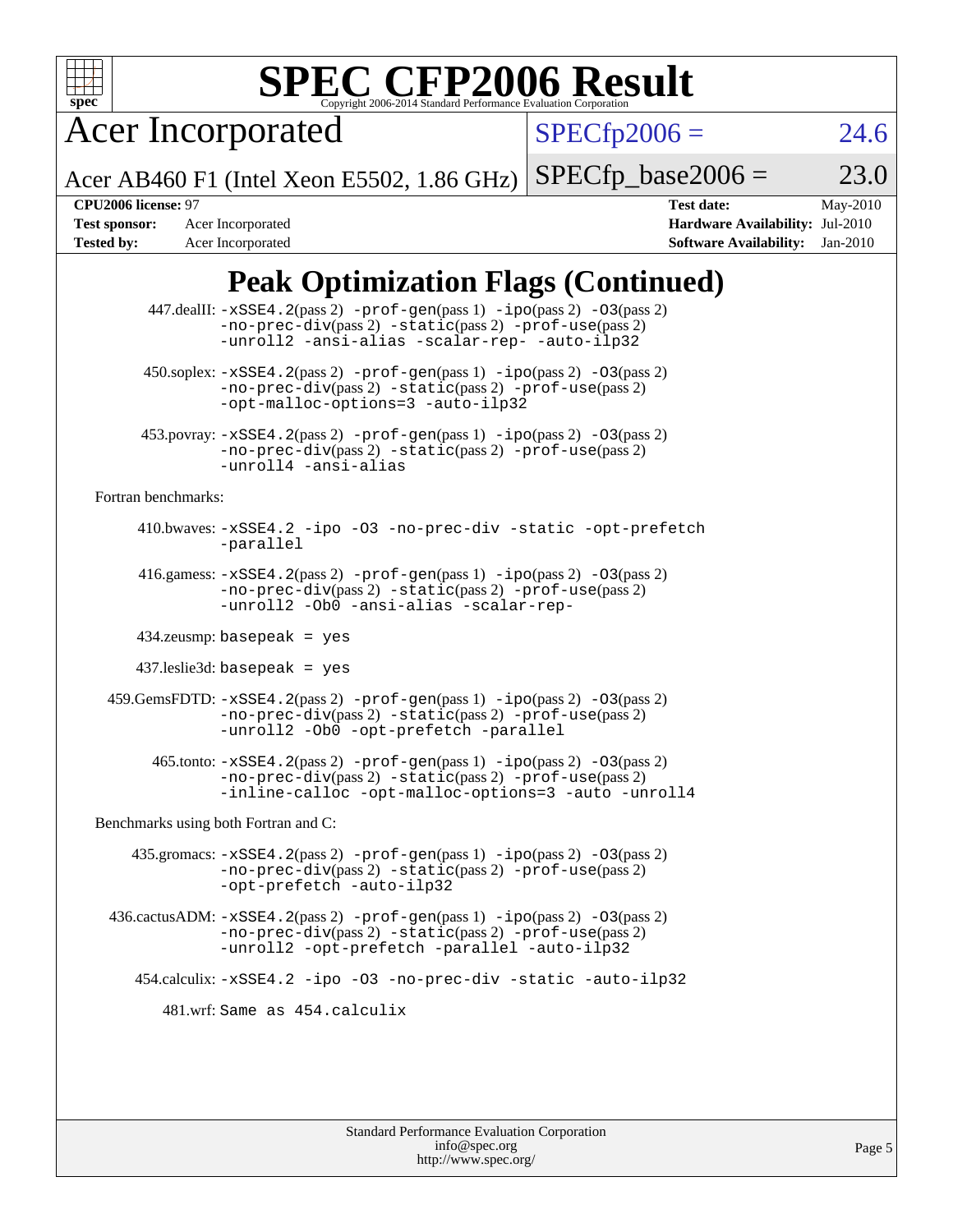# SPEC CFP2006 Result

Copyright 2006-2014 Standard Performance Evaluation Corporation

**Acer Incorporated**

Acer AB460 F1 (Intel Xeon E5502, 1.86 GHz)

SPECfp2006 = 24.6

SPECfp_base2006 = 23.0

| | | | |
|---|---|---|---|
| **CPU2006 license:** 97 | | **Test date:** | May-2010 |
| **Test sponsor:** | Acer Incorporated | **Hardware Availability:** | Jul-2010 |
| **Tested by:** | Acer Incorporated | **Software Availability:** | Jan-2010 |

## Peak Optimization Flags (Continued)

447.dealII: -xSSE4.2(pass 2) -prof-gen(pass 1) -ipo(pass 2) -O3(pass 2) -no-prec-div(pass 2) -static(pass 2) -prof-use(pass 2) -unroll2 -ansi-alias -scalar-rep- -auto-ilp32

450.soplex: -xSSE4.2(pass 2) -prof-gen(pass 1) -ipo(pass 2) -O3(pass 2) -no-prec-div(pass 2) -static(pass 2) -prof-use(pass 2) -opt-malloc-options=3 -auto-ilp32

453.povray: -xSSE4.2(pass 2) -prof-gen(pass 1) -ipo(pass 2) -O3(pass 2) -no-prec-div(pass 2) -static(pass 2) -prof-use(pass 2) -unroll4 -ansi-alias

Fortran benchmarks:

410.bwaves: -xSSE4.2 -ipo -O3 -no-prec-div -static -opt-prefetch -parallel

416.gamess: -xSSE4.2(pass 2) -prof-gen(pass 1) -ipo(pass 2) -O3(pass 2) -no-prec-div(pass 2) -static(pass 2) -prof-use(pass 2) -unroll2 -Ob0 -ansi-alias -scalar-rep-

434.zeusmp: basepeak = yes

437.leslie3d: basepeak = yes

459.GemsFDTD: -xSSE4.2(pass 2) -prof-gen(pass 1) -ipo(pass 2) -O3(pass 2) -no-prec-div(pass 2) -static(pass 2) -prof-use(pass 2) -unroll2 -Ob0 -opt-prefetch -parallel

465.tonto: -xSSE4.2(pass 2) -prof-gen(pass 1) -ipo(pass 2) -O3(pass 2) -no-prec-div(pass 2) -static(pass 2) -prof-use(pass 2) -inline-calloc -opt-malloc-options=3 -auto -unroll4

Benchmarks using both Fortran and C:

435.gromacs: -xSSE4.2(pass 2) -prof-gen(pass 1) -ipo(pass 2) -O3(pass 2) -no-prec-div(pass 2) -static(pass 2) -prof-use(pass 2) -opt-prefetch -auto-ilp32

436.cactusADM: -xSSE4.2(pass 2) -prof-gen(pass 1) -ipo(pass 2) -O3(pass 2) -no-prec-div(pass 2) -static(pass 2) -prof-use(pass 2) -unroll2 -opt-prefetch -parallel -auto-ilp32

454.calculix: -xSSE4.2 -ipo -O3 -no-prec-div -static -auto-ilp32

481.wrf: Same as 454.calculix

Standard Performance Evaluation Corporation
info@spec.org
http://www.spec.org/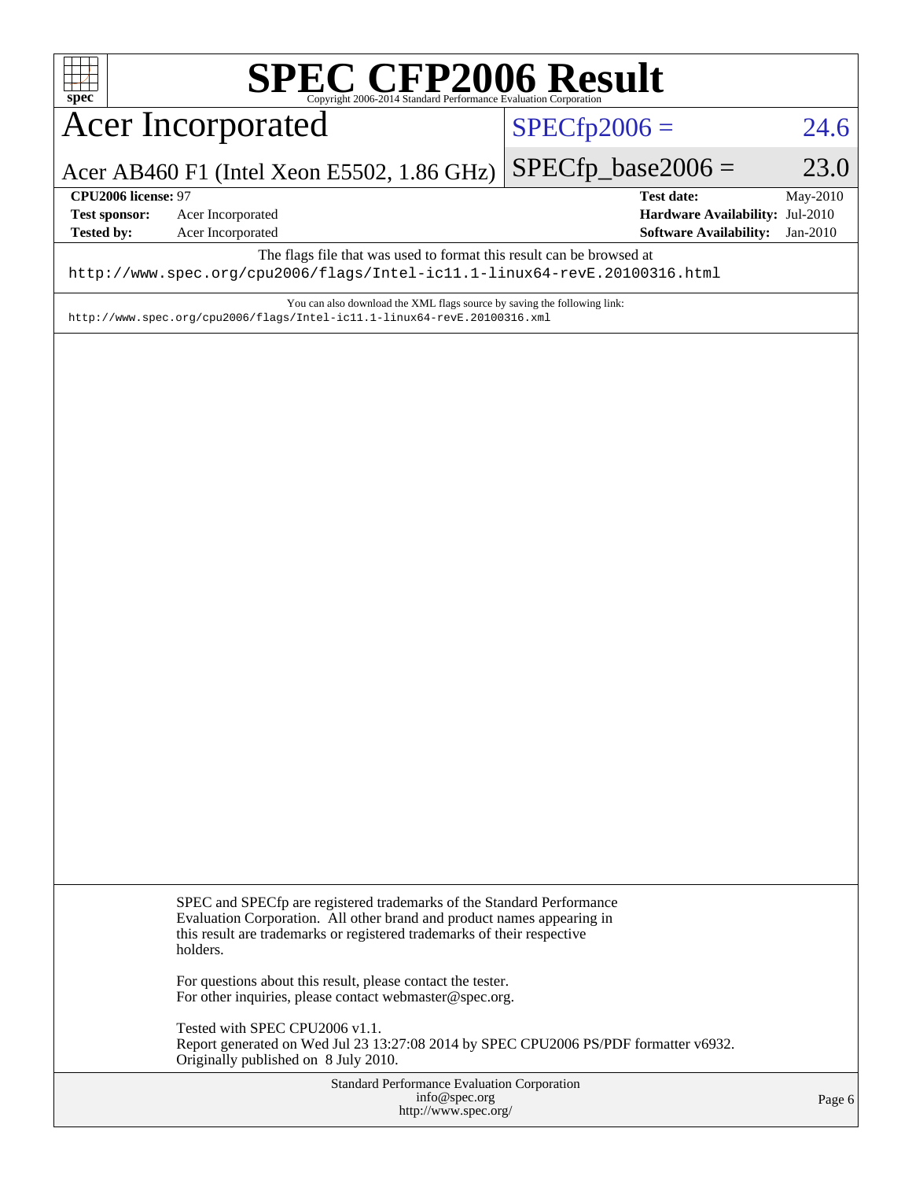# SPEC CFP2006 Result

Copyright 2006-2014 Standard Performance Evaluation Corporation

## Acer Incorporated

Acer AB460 F1 (Intel Xeon E5502, 1.86 GHz)

SPECfp2006 = 24.6

SPECfp_base2006 = 23.0

| | | | |
|---|---|---|---|
| **CPU2006 license:** 97 | | **Test date:** | May-2010 |
| **Test sponsor:** | Acer Incorporated | **Hardware Availability:** | Jul-2010 |
| **Tested by:** | Acer Incorporated | **Software Availability:** | Jan-2010 |

The flags file that was used to format this result can be browsed at
http://www.spec.org/cpu2006/flags/Intel-ic11.1-linux64-revE.20100316.html

You can also download the XML flags source by saving the following link:
http://www.spec.org/cpu2006/flags/Intel-ic11.1-linux64-revE.20100316.xml

SPEC and SPECfp are registered trademarks of the Standard Performance Evaluation Corporation. All other brand and product names appearing in this result are trademarks or registered trademarks of their respective holders.

For questions about this result, please contact the tester.
For other inquiries, please contact webmaster@spec.org.

Tested with SPEC CPU2006 v1.1.
Report generated on Wed Jul 23 13:27:08 2014 by SPEC CPU2006 PS/PDF formatter v6932.
Originally published on 8 July 2010.

Standard Performance Evaluation Corporation
info@spec.org
http://www.spec.org/